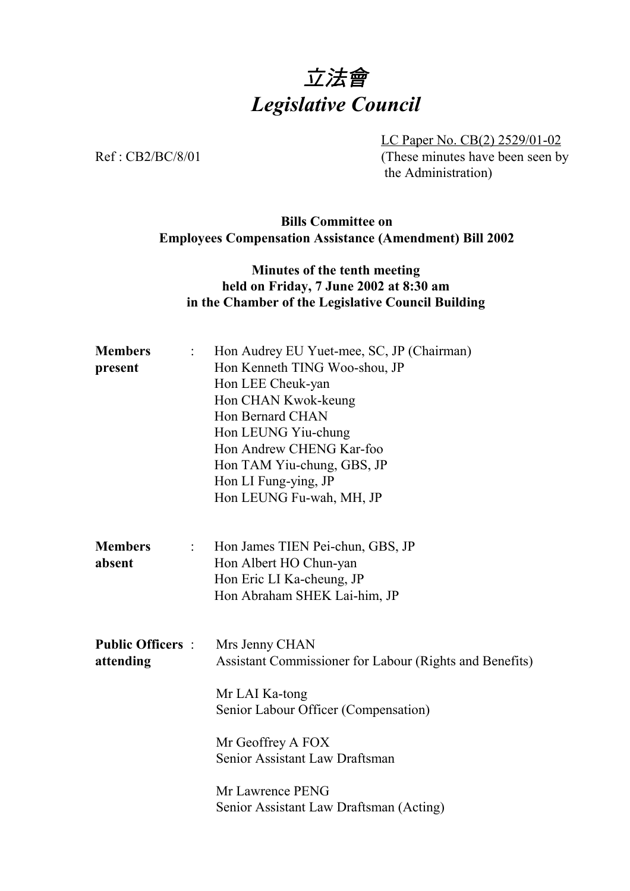# *立法會*
# *Legislative Council*

LC Paper No. CB(2) 2529/01-02

Ref : CB2/BC/8/01

(These minutes have been seen by the Administration)

**Bills Committee on**
**Employees Compensation Assistance (Amendment) Bill 2002**

**Minutes of the tenth meeting**
**held on Friday, 7 June 2002 at 8:30 am**
**in the Chamber of the Legislative Council Building**

**Members present** :
Hon Audrey EU Yuet-mee, SC, JP (Chairman)
Hon Kenneth TING Woo-shou, JP
Hon LEE Cheuk-yan
Hon CHAN Kwok-keung
Hon Bernard CHAN
Hon LEUNG Yiu-chung
Hon Andrew CHENG Kar-foo
Hon TAM Yiu-chung, GBS, JP
Hon LI Fung-ying, JP
Hon LEUNG Fu-wah, MH, JP

**Members absent** :
Hon James TIEN Pei-chun, GBS, JP
Hon Albert HO Chun-yan
Hon Eric LI Ka-cheung, JP
Hon Abraham SHEK Lai-him, JP

**Public Officers attending** :
Mrs Jenny CHAN
Assistant Commissioner for Labour (Rights and Benefits)

Mr LAI Ka-tong
Senior Labour Officer (Compensation)

Mr Geoffrey A FOX
Senior Assistant Law Draftsman

Mr Lawrence PENG
Senior Assistant Law Draftsman (Acting)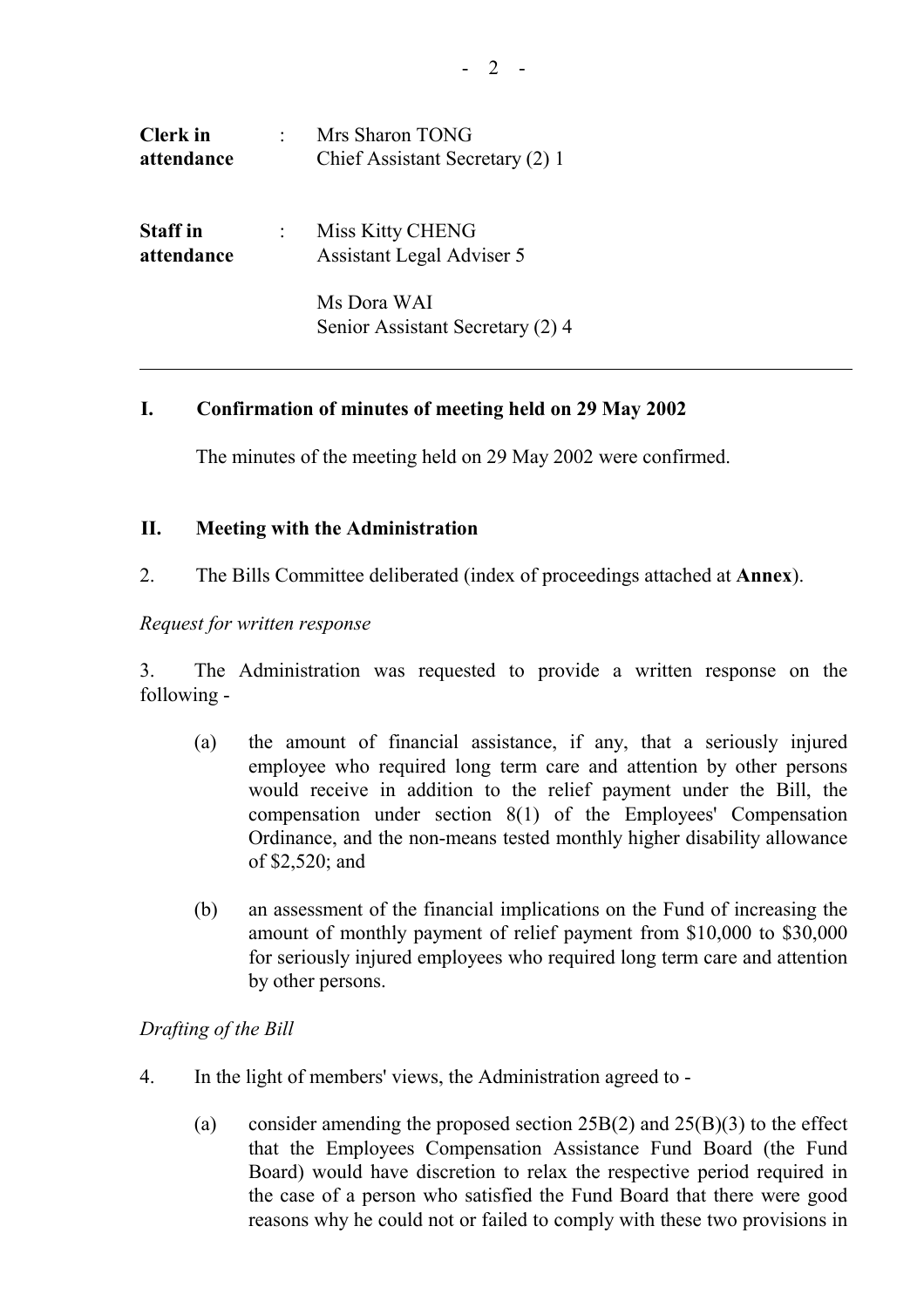| | | |
|---|---|---|
| **Clerk in attendance** | : | Mrs Sharon TONG<br>Chief Assistant Secretary (2) 1 |
| **Staff in attendance** | : | Miss Kitty CHENG<br>Assistant Legal Adviser 5<br><br>Ms Dora WAI<br>Senior Assistant Secretary (2) 4 |

---

## I. Confirmation of minutes of meeting held on 29 May 2002

The minutes of the meeting held on 29 May 2002 were confirmed.

## II. Meeting with the Administration

2. The Bills Committee deliberated (index of proceedings attached at **Annex**).

*Request for written response*

3. The Administration was requested to provide a written response on the following -

(a) the amount of financial assistance, if any, that a seriously injured employee who required long term care and attention by other persons would receive in addition to the relief payment under the Bill, the compensation under section 8(1) of the Employees' Compensation Ordinance, and the non-means tested monthly higher disability allowance of $2,520; and

(b) an assessment of the financial implications on the Fund of increasing the amount of monthly payment of relief payment from $10,000 to $30,000 for seriously injured employees who required long term care and attention by other persons.

*Drafting of the Bill*

4. In the light of members' views, the Administration agreed to -

(a) consider amending the proposed section 25B(2) and 25(B)(3) to the effect that the Employees Compensation Assistance Fund Board (the Fund Board) would have discretion to relax the respective period required in the case of a person who satisfied the Fund Board that there were good reasons why he could not or failed to comply with these two provisions in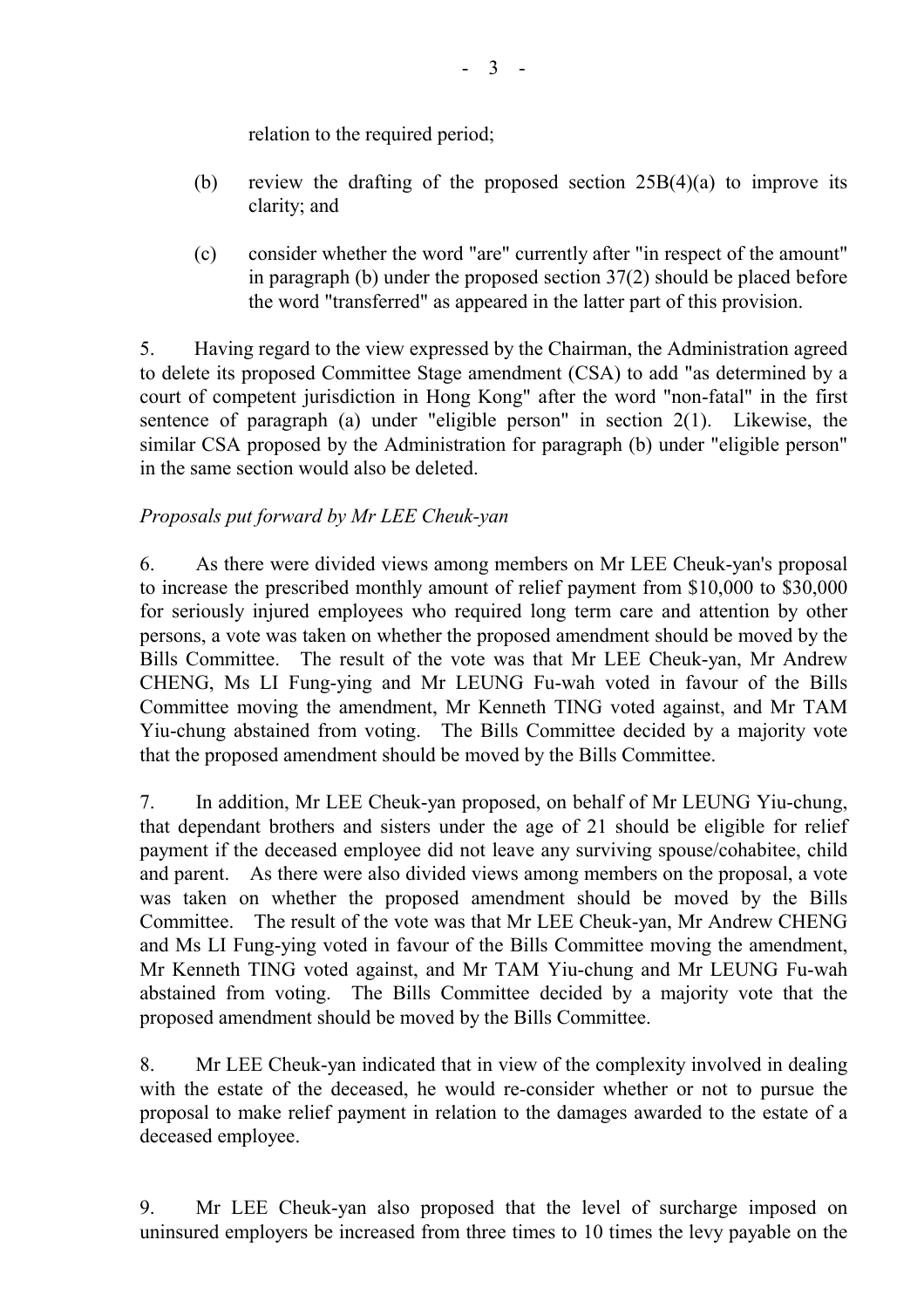relation to the required period;

(b) review the drafting of the proposed section 25B(4)(a) to improve its clarity; and

(c) consider whether the word "are" currently after "in respect of the amount" in paragraph (b) under the proposed section 37(2) should be placed before the word "transferred" as appeared in the latter part of this provision.

5. Having regard to the view expressed by the Chairman, the Administration agreed to delete its proposed Committee Stage amendment (CSA) to add "as determined by a court of competent jurisdiction in Hong Kong" after the word "non-fatal" in the first sentence of paragraph (a) under "eligible person" in section 2(1). Likewise, the similar CSA proposed by the Administration for paragraph (b) under "eligible person" in the same section would also be deleted.

*Proposals put forward by Mr LEE Cheuk-yan*

6. As there were divided views among members on Mr LEE Cheuk-yan's proposal to increase the prescribed monthly amount of relief payment from $10,000 to $30,000 for seriously injured employees who required long term care and attention by other persons, a vote was taken on whether the proposed amendment should be moved by the Bills Committee. The result of the vote was that Mr LEE Cheuk-yan, Mr Andrew CHENG, Ms LI Fung-ying and Mr LEUNG Fu-wah voted in favour of the Bills Committee moving the amendment, Mr Kenneth TING voted against, and Mr TAM Yiu-chung abstained from voting. The Bills Committee decided by a majority vote that the proposed amendment should be moved by the Bills Committee.

7. In addition, Mr LEE Cheuk-yan proposed, on behalf of Mr LEUNG Yiu-chung, that dependant brothers and sisters under the age of 21 should be eligible for relief payment if the deceased employee did not leave any surviving spouse/cohabitee, child and parent. As there were also divided views among members on the proposal, a vote was taken on whether the proposed amendment should be moved by the Bills Committee. The result of the vote was that Mr LEE Cheuk-yan, Mr Andrew CHENG and Ms LI Fung-ying voted in favour of the Bills Committee moving the amendment, Mr Kenneth TING voted against, and Mr TAM Yiu-chung and Mr LEUNG Fu-wah abstained from voting. The Bills Committee decided by a majority vote that the proposed amendment should be moved by the Bills Committee.

8. Mr LEE Cheuk-yan indicated that in view of the complexity involved in dealing with the estate of the deceased, he would re-consider whether or not to pursue the proposal to make relief payment in relation to the damages awarded to the estate of a deceased employee.

9. Mr LEE Cheuk-yan also proposed that the level of surcharge imposed on uninsured employers be increased from three times to 10 times the levy payable on the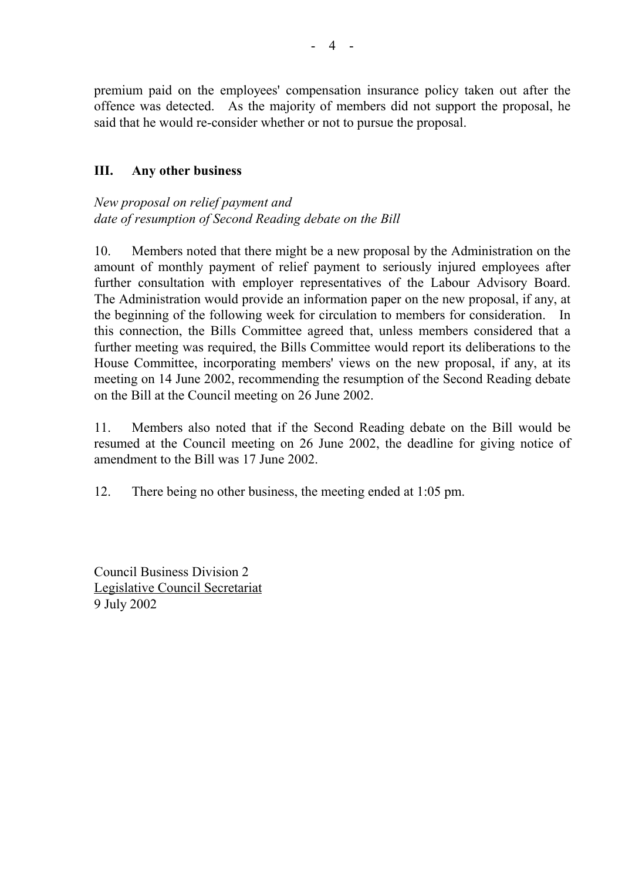premium paid on the employees' compensation insurance policy taken out after the offence was detected. As the majority of members did not support the proposal, he said that he would re-consider whether or not to pursue the proposal.

## III. Any other business

*New proposal on relief payment and*
*date of resumption of Second Reading debate on the Bill*

10. Members noted that there might be a new proposal by the Administration on the amount of monthly payment of relief payment to seriously injured employees after further consultation with employer representatives of the Labour Advisory Board. The Administration would provide an information paper on the new proposal, if any, at the beginning of the following week for circulation to members for consideration. In this connection, the Bills Committee agreed that, unless members considered that a further meeting was required, the Bills Committee would report its deliberations to the House Committee, incorporating members' views on the new proposal, if any, at its meeting on 14 June 2002, recommending the resumption of the Second Reading debate on the Bill at the Council meeting on 26 June 2002.

11. Members also noted that if the Second Reading debate on the Bill would be resumed at the Council meeting on 26 June 2002, the deadline for giving notice of amendment to the Bill was 17 June 2002.

12. There being no other business, the meeting ended at 1:05 pm.

Council Business Division 2
Legislative Council Secretariat
9 July 2002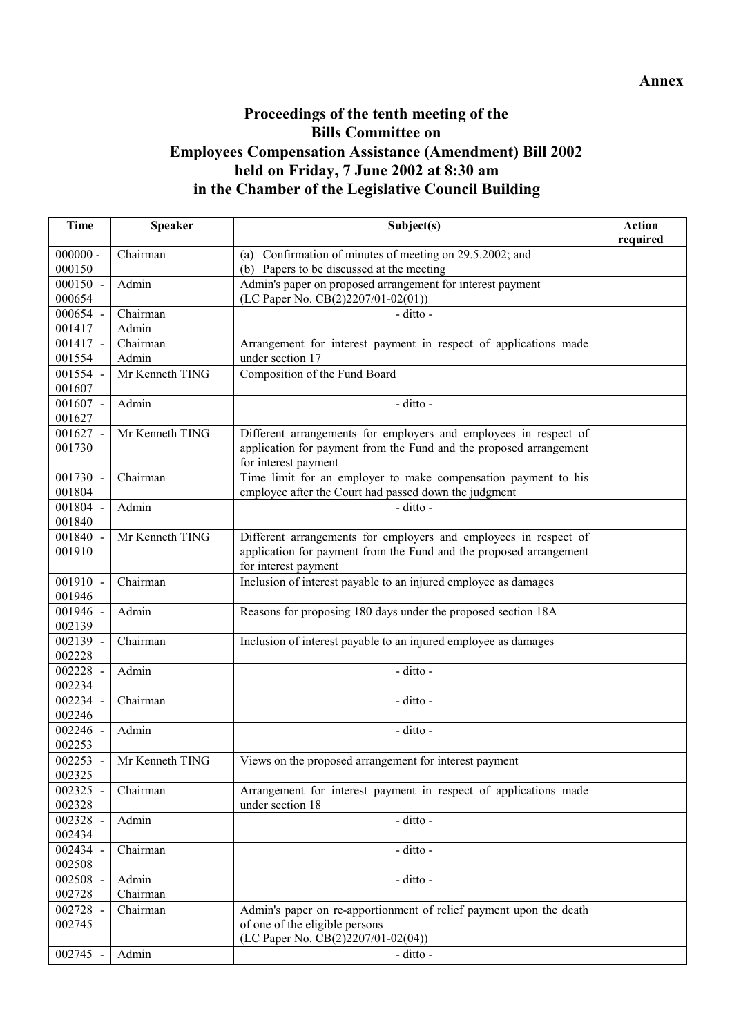**Annex**

# Proceedings of the tenth meeting of the Bills Committee on Employees Compensation Assistance (Amendment) Bill 2002 held on Friday, 7 June 2002 at 8:30 am in the Chamber of the Legislative Council Building

| Time | Speaker | Subject(s) | Action required |
|---|---|---|---|
| 000000 - 000150 | Chairman | (a) Confirmation of minutes of meeting on 29.5.2002; and (b) Papers to be discussed at the meeting | |
| 000150 - 000654 | Admin | Admin's paper on proposed arrangement for interest payment (LC Paper No. CB(2)2207/01-02(01)) | |
| 000654 - 001417 | Chairman Admin | - ditto - | |
| 001417 - 001554 | Chairman Admin | Arrangement for interest payment in respect of applications made under section 17 | |
| 001554 - 001607 | Mr Kenneth TING | Composition of the Fund Board | |
| 001607 - 001627 | Admin | - ditto - | |
| 001627 - 001730 | Mr Kenneth TING | Different arrangements for employers and employees in respect of application for payment from the Fund and the proposed arrangement for interest payment | |
| 001730 - 001804 | Chairman | Time limit for an employer to make compensation payment to his employee after the Court had passed down the judgment | |
| 001804 - 001840 | Admin | - ditto - | |
| 001840 - 001910 | Mr Kenneth TING | Different arrangements for employers and employees in respect of application for payment from the Fund and the proposed arrangement for interest payment | |
| 001910 - 001946 | Chairman | Inclusion of interest payable to an injured employee as damages | |
| 001946 - 002139 | Admin | Reasons for proposing 180 days under the proposed section 18A | |
| 002139 - 002228 | Chairman | Inclusion of interest payable to an injured employee as damages | |
| 002228 - 002234 | Admin | - ditto - | |
| 002234 - 002246 | Chairman | - ditto - | |
| 002246 - 002253 | Admin | - ditto - | |
| 002253 - 002325 | Mr Kenneth TING | Views on the proposed arrangement for interest payment | |
| 002325 - 002328 | Chairman | Arrangement for interest payment in respect of applications made under section 18 | |
| 002328 - 002434 | Admin | - ditto - | |
| 002434 - 002508 | Chairman | - ditto - | |
| 002508 - 002728 | Admin Chairman | - ditto - | |
| 002728 - 002745 | Chairman | Admin's paper on re-apportionment of relief payment upon the death of one of the eligible persons (LC Paper No. CB(2)2207/01-02(04)) | |
| 002745 - | Admin | - ditto - | |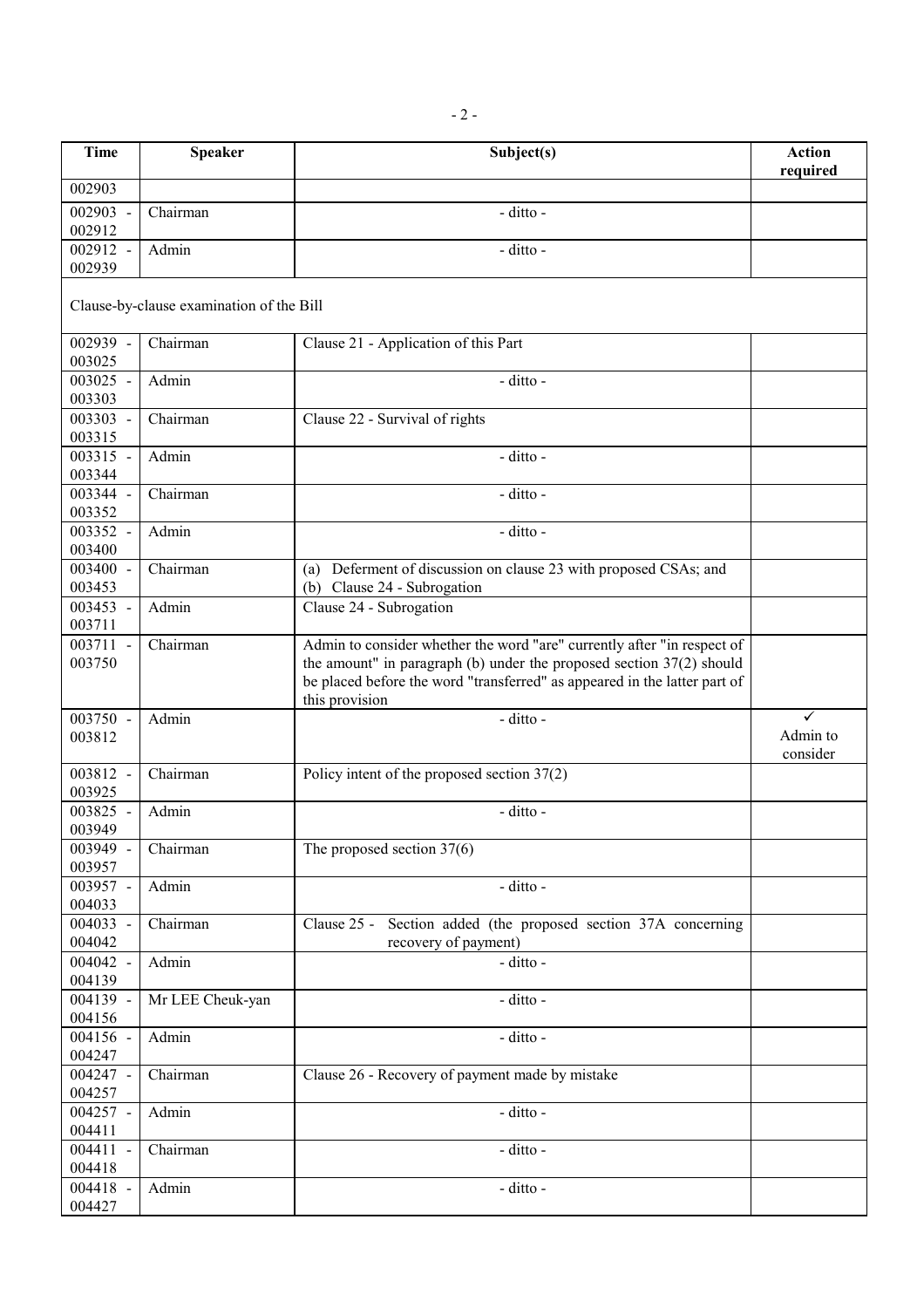| Time | Speaker | Subject(s) | Action required |
|---|---|---|---|
| 002903 | | | |
| 002903 - 002912 | Chairman | - ditto - | |
| 002912 - 002939 | Admin | - ditto - | |
| Clause-by-clause examination of the Bill | | | |
| 002939 - 003025 | Chairman | Clause 21 - Application of this Part | |
| 003025 - 003303 | Admin | - ditto - | |
| 003303 - 003315 | Chairman | Clause 22 - Survival of rights | |
| 003315 - 003344 | Admin | - ditto - | |
| 003344 - 003352 | Chairman | - ditto - | |
| 003352 - 003400 | Admin | - ditto - | |
| 003400 - 003453 | Chairman | (a) Deferment of discussion on clause 23 with proposed CSAs; and (b) Clause 24 - Subrogation | |
| 003453 - 003711 | Admin | Clause 24 - Subrogation | |
| 003711 - 003750 | Chairman | Admin to consider whether the word "are" currently after "in respect of the amount" in paragraph (b) under the proposed section 37(2) should be placed before the word "transferred" as appeared in the latter part of this provision | |
| 003750 - 003812 | Admin | - ditto - | ✓ Admin to consider |
| 003812 - 003925 | Chairman | Policy intent of the proposed section 37(2) | |
| 003825 - 003949 | Admin | - ditto - | |
| 003949 - 003957 | Chairman | The proposed section 37(6) | |
| 003957 - 004033 | Admin | - ditto - | |
| 004033 - 004042 | Chairman | Clause 25 - Section added (the proposed section 37A concerning recovery of payment) | |
| 004042 - 004139 | Admin | - ditto - | |
| 004139 - 004156 | Mr LEE Cheuk-yan | - ditto - | |
| 004156 - 004247 | Admin | - ditto - | |
| 004247 - 004257 | Chairman | Clause 26 - Recovery of payment made by mistake | |
| 004257 - 004411 | Admin | - ditto - | |
| 004411 - 004418 | Chairman | - ditto - | |
| 004418 - 004427 | Admin | - ditto - | |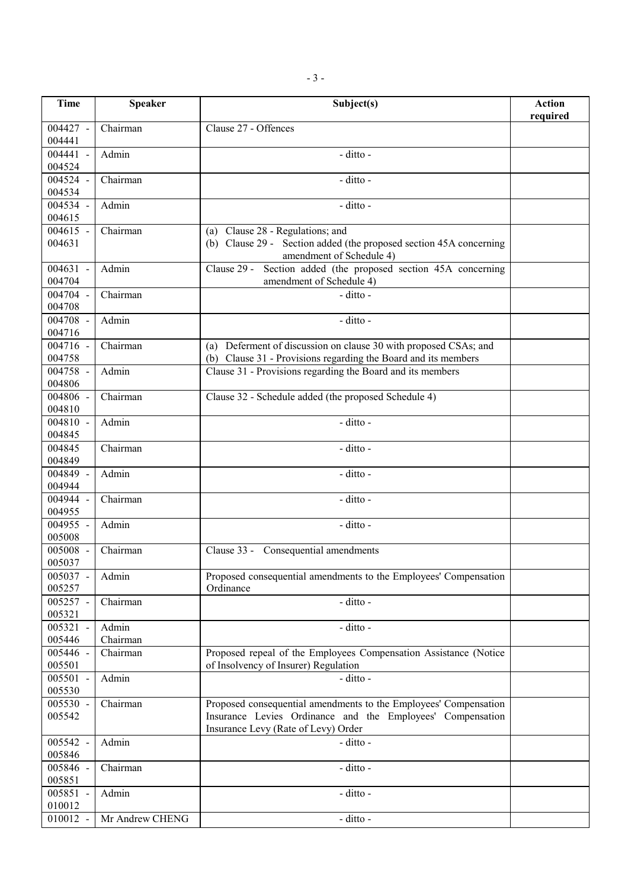| Time | Speaker | Subject(s) | Action required |
|---|---|---|---|
| 004427 - 004441 | Chairman | Clause 27 - Offences | |
| 004441 - 004524 | Admin | - ditto - | |
| 004524 - 004534 | Chairman | - ditto - | |
| 004534 - 004615 | Admin | - ditto - | |
| 004615 - 004631 | Chairman | (a) Clause 28 - Regulations; and<br>(b) Clause 29 - Section added (the proposed section 45A concerning amendment of Schedule 4) | |
| 004631 - 004704 | Admin | Clause 29 - Section added (the proposed section 45A concerning amendment of Schedule 4) | |
| 004704 - 004708 | Chairman | - ditto - | |
| 004708 - 004716 | Admin | - ditto - | |
| 004716 - 004758 | Chairman | (a) Deferment of discussion on clause 30 with proposed CSAs; and<br>(b) Clause 31 - Provisions regarding the Board and its members | |
| 004758 - 004806 | Admin | Clause 31 - Provisions regarding the Board and its members | |
| 004806 - 004810 | Chairman | Clause 32 - Schedule added (the proposed Schedule 4) | |
| 004810 - 004845 | Admin | - ditto - | |
| 004845 004849 | Chairman | - ditto - | |
| 004849 - 004944 | Admin | - ditto - | |
| 004944 - 004955 | Chairman | - ditto - | |
| 004955 - 005008 | Admin | - ditto - | |
| 005008 - 005037 | Chairman | Clause 33 - Consequential amendments | |
| 005037 - 005257 | Admin | Proposed consequential amendments to the Employees' Compensation Ordinance | |
| 005257 - 005321 | Chairman | - ditto - | |
| 005321 - 005446 | Admin<br>Chairman | - ditto - | |
| 005446 - 005501 | Chairman | Proposed repeal of the Employees Compensation Assistance (Notice of Insolvency of Insurer) Regulation | |
| 005501 - 005530 | Admin | - ditto - | |
| 005530 - 005542 | Chairman | Proposed consequential amendments to the Employees' Compensation Insurance Levies Ordinance and the Employees' Compensation Insurance Levy (Rate of Levy) Order | |
| 005542 - 005846 | Admin | - ditto - | |
| 005846 - 005851 | Chairman | - ditto - | |
| 005851 - 010012 | Admin | - ditto - | |
| 010012 - | Mr Andrew CHENG | - ditto - | |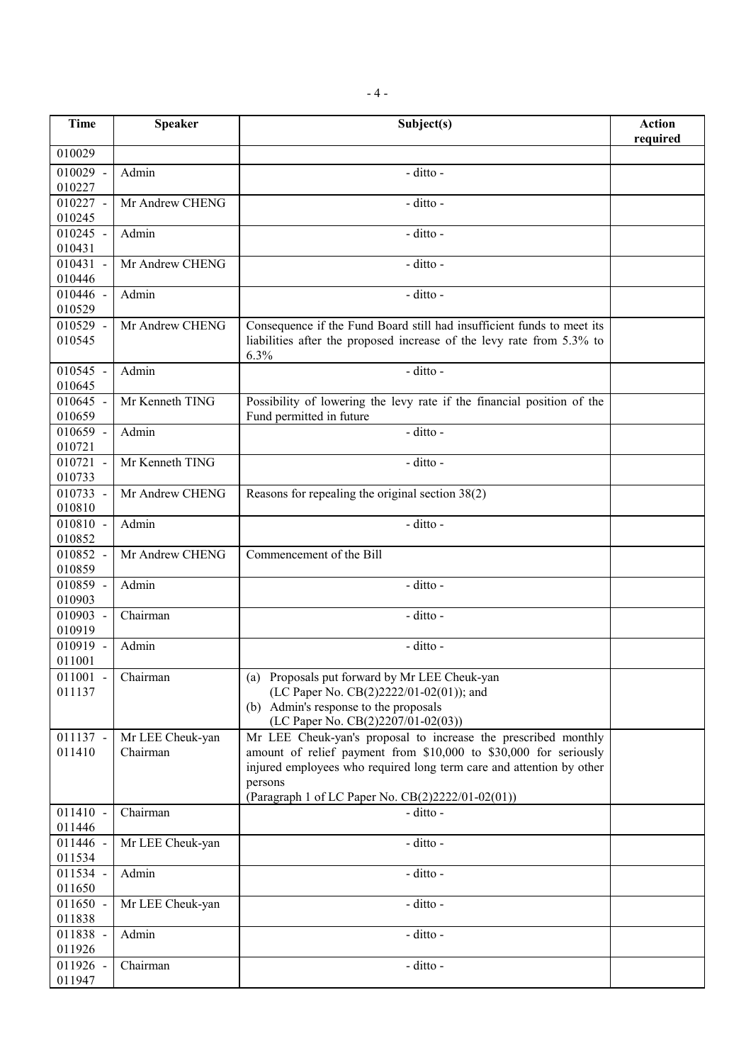| Time | Speaker | Subject(s) | Action required |
|---|---|---|---|
| 010029 | | | |
| 010029 - 010227 | Admin | - ditto - | |
| 010227 - 010245 | Mr Andrew CHENG | - ditto - | |
| 010245 - 010431 | Admin | - ditto - | |
| 010431 - 010446 | Mr Andrew CHENG | - ditto - | |
| 010446 - 010529 | Admin | - ditto - | |
| 010529 - 010545 | Mr Andrew CHENG | Consequence if the Fund Board still had insufficient funds to meet its liabilities after the proposed increase of the levy rate from 5.3% to 6.3% | |
| 010545 - 010645 | Admin | - ditto - | |
| 010645 - 010659 | Mr Kenneth TING | Possibility of lowering the levy rate if the financial position of the Fund permitted in future | |
| 010659 - 010721 | Admin | - ditto - | |
| 010721 - 010733 | Mr Kenneth TING | - ditto - | |
| 010733 - 010810 | Mr Andrew CHENG | Reasons for repealing the original section 38(2) | |
| 010810 - 010852 | Admin | - ditto - | |
| 010852 - 010859 | Mr Andrew CHENG | Commencement of the Bill | |
| 010859 - 010903 | Admin | - ditto - | |
| 010903 - 010919 | Chairman | - ditto - | |
| 010919 - 011001 | Admin | - ditto - | |
| 011001 - 011137 | Chairman | (a) Proposals put forward by Mr LEE Cheuk-yan (LC Paper No. CB(2)2222/01-02(01)); and (b) Admin's response to the proposals (LC Paper No. CB(2)2207/01-02(03)) | |
| 011137 - 011410 | Mr LEE Cheuk-yan Chairman | Mr LEE Cheuk-yan's proposal to increase the prescribed monthly amount of relief payment from $10,000 to $30,000 for seriously injured employees who required long term care and attention by other persons (Paragraph 1 of LC Paper No. CB(2)2222/01-02(01)) | |
| 011410 - 011446 | Chairman | - ditto - | |
| 011446 - 011534 | Mr LEE Cheuk-yan | - ditto - | |
| 011534 - 011650 | Admin | - ditto - | |
| 011650 - 011838 | Mr LEE Cheuk-yan | - ditto - | |
| 011838 - 011926 | Admin | - ditto - | |
| 011926 - 011947 | Chairman | - ditto - | |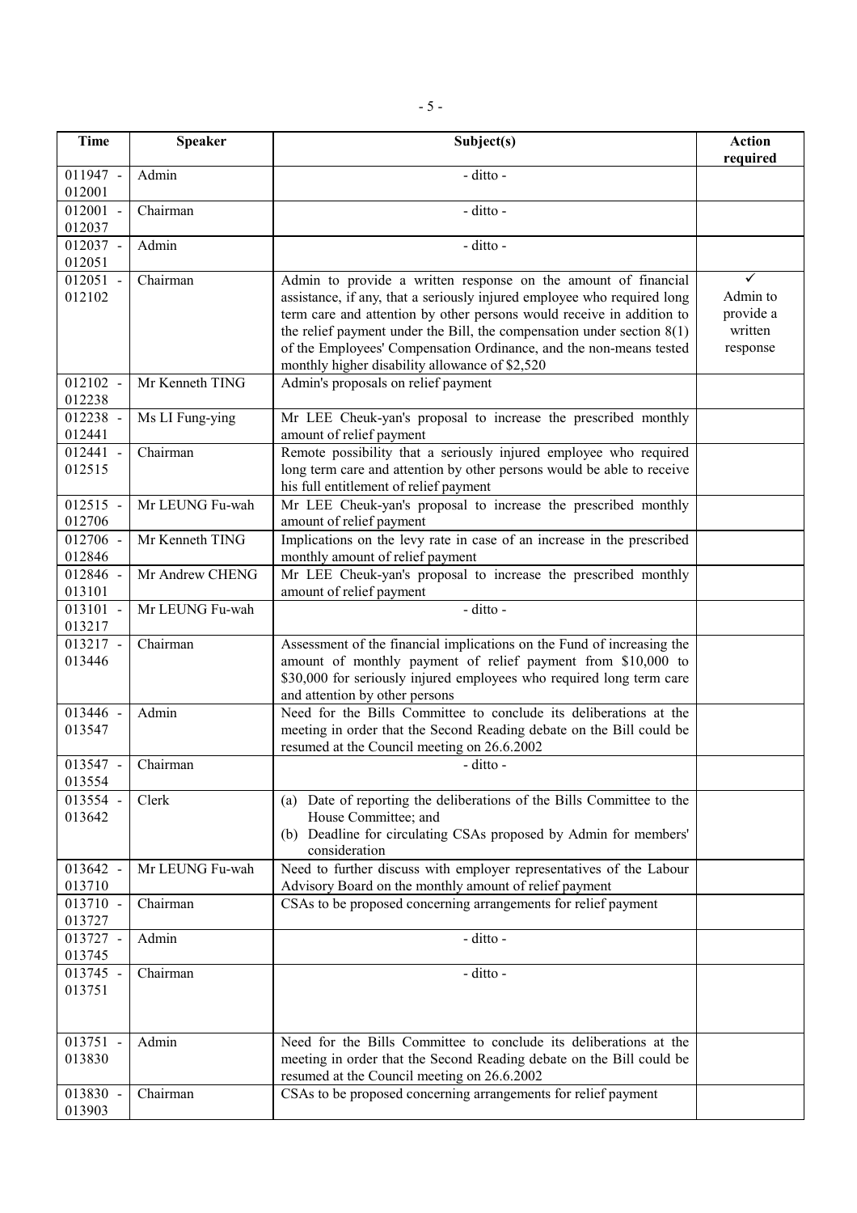| Time | Speaker | Subject(s) | Action required |
|---|---|---|---|
| 011947 - 012001 | Admin | - ditto - | |
| 012001 - 012037 | Chairman | - ditto - | |
| 012037 - 012051 | Admin | - ditto - | |
| 012051 - 012102 | Chairman | Admin to provide a written response on the amount of financial assistance, if any, that a seriously injured employee who required long term care and attention by other persons would receive in addition to the relief payment under the Bill, the compensation under section 8(1) of the Employees' Compensation Ordinance, and the non-means tested monthly higher disability allowance of $2,520 | ✓ Admin to provide a written response |
| 012102 - 012238 | Mr Kenneth TING | Admin's proposals on relief payment | |
| 012238 - 012441 | Ms LI Fung-ying | Mr LEE Cheuk-yan's proposal to increase the prescribed monthly amount of relief payment | |
| 012441 - 012515 | Chairman | Remote possibility that a seriously injured employee who required long term care and attention by other persons would be able to receive his full entitlement of relief payment | |
| 012515 - 012706 | Mr LEUNG Fu-wah | Mr LEE Cheuk-yan's proposal to increase the prescribed monthly amount of relief payment | |
| 012706 - 012846 | Mr Kenneth TING | Implications on the levy rate in case of an increase in the prescribed monthly amount of relief payment | |
| 012846 - 013101 | Mr Andrew CHENG | Mr LEE Cheuk-yan's proposal to increase the prescribed monthly amount of relief payment | |
| 013101 - 013217 | Mr LEUNG Fu-wah | - ditto - | |
| 013217 - 013446 | Chairman | Assessment of the financial implications on the Fund of increasing the amount of monthly payment of relief payment from $10,000 to $30,000 for seriously injured employees who required long term care and attention by other persons | |
| 013446 - 013547 | Admin | Need for the Bills Committee to conclude its deliberations at the meeting in order that the Second Reading debate on the Bill could be resumed at the Council meeting on 26.6.2002 | |
| 013547 - 013554 | Chairman | - ditto - | |
| 013554 - 013642 | Clerk | (a) Date of reporting the deliberations of the Bills Committee to the House Committee; and (b) Deadline for circulating CSAs proposed by Admin for members' consideration | |
| 013642 - 013710 | Mr LEUNG Fu-wah | Need to further discuss with employer representatives of the Labour Advisory Board on the monthly amount of relief payment | |
| 013710 - 013727 | Chairman | CSAs to be proposed concerning arrangements for relief payment | |
| 013727 - 013745 | Admin | - ditto - | |
| 013745 - 013751 | Chairman | - ditto - | |
| 013751 - 013830 | Admin | Need for the Bills Committee to conclude its deliberations at the meeting in order that the Second Reading debate on the Bill could be resumed at the Council meeting on 26.6.2002 | |
| 013830 - 013903 | Chairman | CSAs to be proposed concerning arrangements for relief payment | |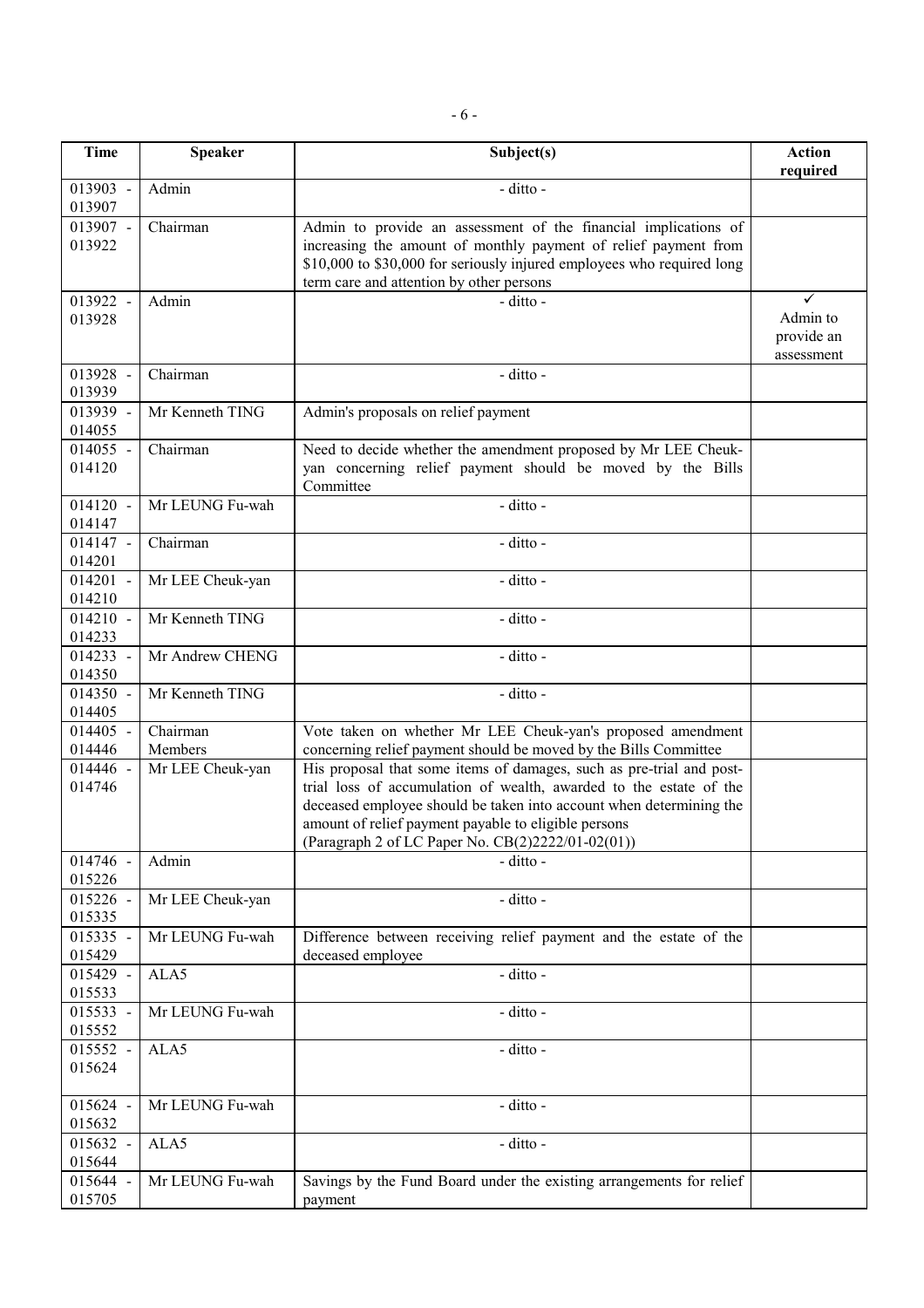| Time | Speaker | Subject(s) | Action required |
|---|---|---|---|
| 013903 - 013907 | Admin | - ditto - | |
| 013907 - 013922 | Chairman | Admin to provide an assessment of the financial implications of increasing the amount of monthly payment of relief payment from $10,000 to $30,000 for seriously injured employees who required long term care and attention by other persons | |
| 013922 - 013928 | Admin | - ditto - | ✓ Admin to provide an assessment |
| 013928 - 013939 | Chairman | - ditto - | |
| 013939 - 014055 | Mr Kenneth TING | Admin's proposals on relief payment | |
| 014055 - 014120 | Chairman | Need to decide whether the amendment proposed by Mr LEE Cheuk-yan concerning relief payment should be moved by the Bills Committee | |
| 014120 - 014147 | Mr LEUNG Fu-wah | - ditto - | |
| 014147 - 014201 | Chairman | - ditto - | |
| 014201 - 014210 | Mr LEE Cheuk-yan | - ditto - | |
| 014210 - 014233 | Mr Kenneth TING | - ditto - | |
| 014233 - 014350 | Mr Andrew CHENG | - ditto - | |
| 014350 - 014405 | Mr Kenneth TING | - ditto - | |
| 014405 - 014446 | Chairman Members | Vote taken on whether Mr LEE Cheuk-yan's proposed amendment concerning relief payment should be moved by the Bills Committee | |
| 014446 - 014746 | Mr LEE Cheuk-yan | His proposal that some items of damages, such as pre-trial and post-trial loss of accumulation of wealth, awarded to the estate of the deceased employee should be taken into account when determining the amount of relief payment payable to eligible persons (Paragraph 2 of LC Paper No. CB(2)2222/01-02(01)) | |
| 014746 - 015226 | Admin | - ditto - | |
| 015226 - 015335 | Mr LEE Cheuk-yan | - ditto - | |
| 015335 - 015429 | Mr LEUNG Fu-wah | Difference between receiving relief payment and the estate of the deceased employee | |
| 015429 - 015533 | ALA5 | - ditto - | |
| 015533 - 015552 | Mr LEUNG Fu-wah | - ditto - | |
| 015552 - 015624 | ALA5 | - ditto - | |
| 015624 - 015632 | Mr LEUNG Fu-wah | - ditto - | |
| 015632 - 015644 | ALA5 | - ditto - | |
| 015644 - 015705 | Mr LEUNG Fu-wah | Savings by the Fund Board under the existing arrangements for relief payment | |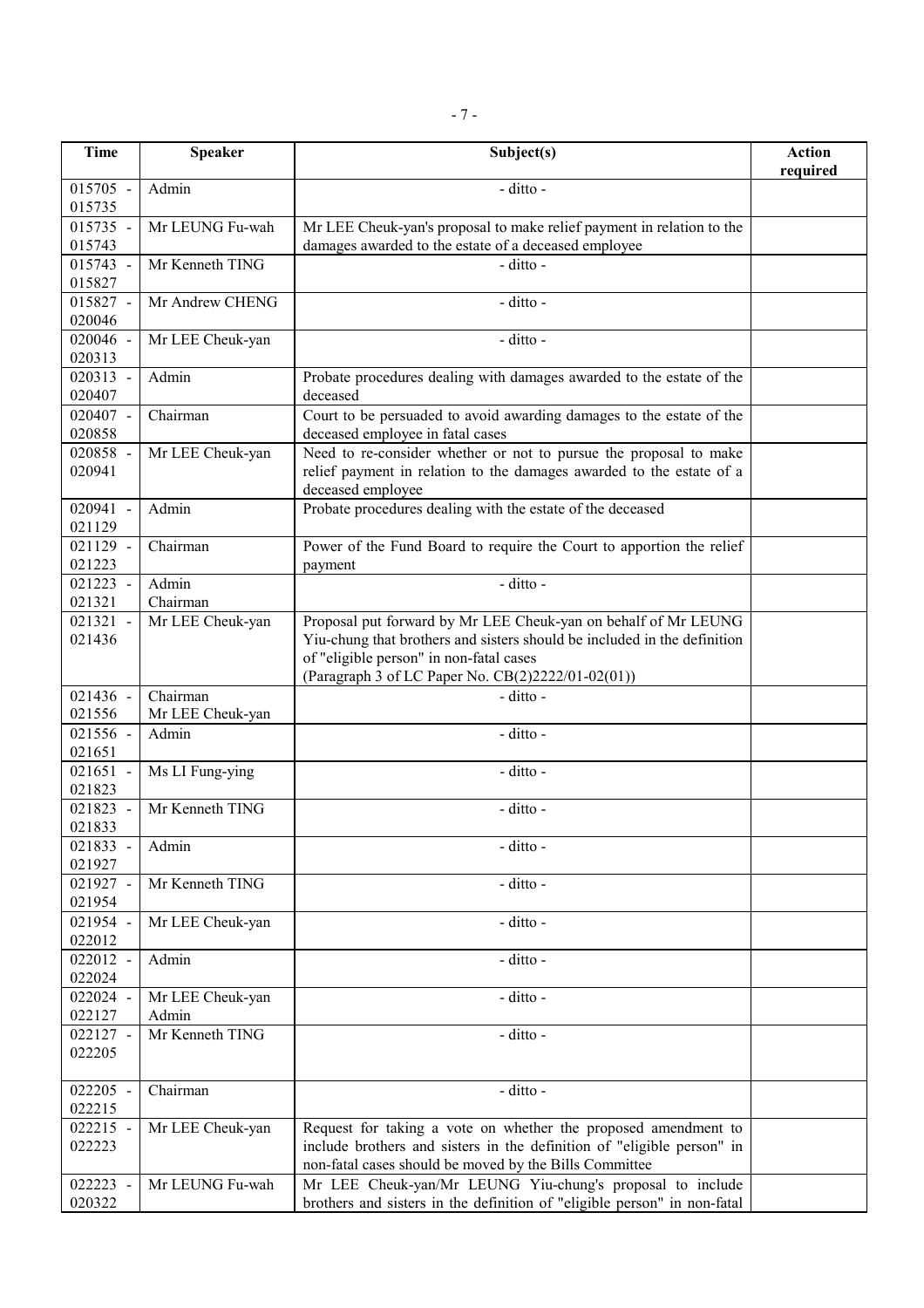| Time | Speaker | Subject(s) | Action required |
|---|---|---|---|
| 015705 - 015735 | Admin | - ditto - | |
| 015735 - 015743 | Mr LEUNG Fu-wah | Mr LEE Cheuk-yan's proposal to make relief payment in relation to the damages awarded to the estate of a deceased employee | |
| 015743 - 015827 | Mr Kenneth TING | - ditto - | |
| 015827 - 020046 | Mr Andrew CHENG | - ditto - | |
| 020046 - 020313 | Mr LEE Cheuk-yan | - ditto - | |
| 020313 - 020407 | Admin | Probate procedures dealing with damages awarded to the estate of the deceased | |
| 020407 - 020858 | Chairman | Court to be persuaded to avoid awarding damages to the estate of the deceased employee in fatal cases | |
| 020858 - 020941 | Mr LEE Cheuk-yan | Need to re-consider whether or not to pursue the proposal to make relief payment in relation to the damages awarded to the estate of a deceased employee | |
| 020941 - 021129 | Admin | Probate procedures dealing with the estate of the deceased | |
| 021129 - 021223 | Chairman | Power of the Fund Board to require the Court to apportion the relief payment | |
| 021223 - 021321 | Admin<br>Chairman | - ditto - | |
| 021321 - 021436 | Mr LEE Cheuk-yan | Proposal put forward by Mr LEE Cheuk-yan on behalf of Mr LEUNG Yiu-chung that brothers and sisters should be included in the definition of "eligible person" in non-fatal cases<br>(Paragraph 3 of LC Paper No. CB(2)2222/01-02(01)) | |
| 021436 - 021556 | Chairman<br>Mr LEE Cheuk-yan | - ditto - | |
| 021556 - 021651 | Admin | - ditto - | |
| 021651 - 021823 | Ms LI Fung-ying | - ditto - | |
| 021823 - 021833 | Mr Kenneth TING | - ditto - | |
| 021833 - 021927 | Admin | - ditto - | |
| 021927 - 021954 | Mr Kenneth TING | - ditto - | |
| 021954 - 022012 | Mr LEE Cheuk-yan | - ditto - | |
| 022012 - 022024 | Admin | - ditto - | |
| 022024 - 022127 | Mr LEE Cheuk-yan<br>Admin | - ditto - | |
| 022127 - 022205 | Mr Kenneth TING | - ditto - | |
| 022205 - 022215 | Chairman | - ditto - | |
| 022215 - 022223 | Mr LEE Cheuk-yan | Request for taking a vote on whether the proposed amendment to include brothers and sisters in the definition of "eligible person" in non-fatal cases should be moved by the Bills Committee | |
| 022223 - 020322 | Mr LEUNG Fu-wah | Mr LEE Cheuk-yan/Mr LEUNG Yiu-chung's proposal to include brothers and sisters in the definition of "eligible person" in non-fatal | |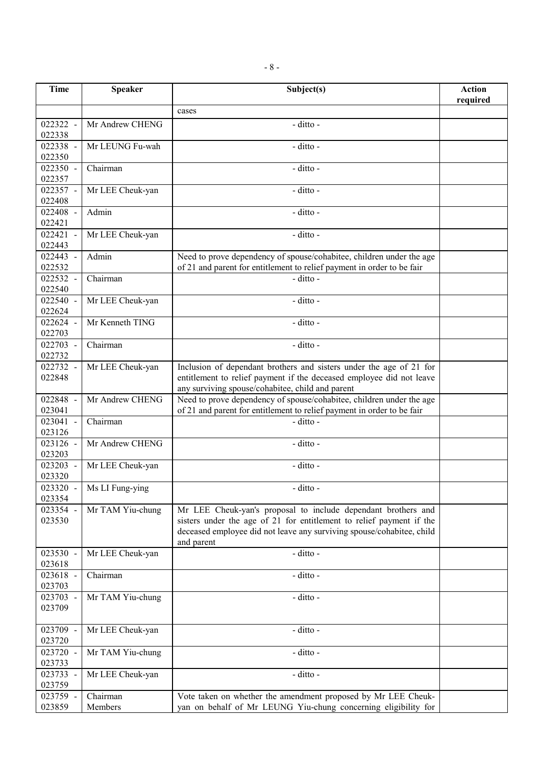| Time | Speaker | Subject(s) | Action required |
|---|---|---|---|
| | | cases | |
| 022322 - 022338 | Mr Andrew CHENG | - ditto - | |
| 022338 - 022350 | Mr LEUNG Fu-wah | - ditto - | |
| 022350 - 022357 | Chairman | - ditto - | |
| 022357 - 022408 | Mr LEE Cheuk-yan | - ditto - | |
| 022408 - 022421 | Admin | - ditto - | |
| 022421 - 022443 | Mr LEE Cheuk-yan | - ditto - | |
| 022443 - 022532 | Admin | Need to prove dependency of spouse/cohabitee, children under the age of 21 and parent for entitlement to relief payment in order to be fair | |
| 022532 - 022540 | Chairman | - ditto - | |
| 022540 - 022624 | Mr LEE Cheuk-yan | - ditto - | |
| 022624 - 022703 | Mr Kenneth TING | - ditto - | |
| 022703 - 022732 | Chairman | - ditto - | |
| 022732 - 022848 | Mr LEE Cheuk-yan | Inclusion of dependant brothers and sisters under the age of 21 for entitlement to relief payment if the deceased employee did not leave any surviving spouse/cohabitee, child and parent | |
| 022848 - 023041 | Mr Andrew CHENG | Need to prove dependency of spouse/cohabitee, children under the age of 21 and parent for entitlement to relief payment in order to be fair | |
| 023041 - 023126 | Chairman | - ditto - | |
| 023126 - 023203 | Mr Andrew CHENG | - ditto - | |
| 023203 - 023320 | Mr LEE Cheuk-yan | - ditto - | |
| 023320 - 023354 | Ms LI Fung-ying | - ditto - | |
| 023354 - 023530 | Mr TAM Yiu-chung | Mr LEE Cheuk-yan's proposal to include dependant brothers and sisters under the age of 21 for entitlement to relief payment if the deceased employee did not leave any surviving spouse/cohabitee, child and parent | |
| 023530 - 023618 | Mr LEE Cheuk-yan | - ditto - | |
| 023618 - 023703 | Chairman | - ditto - | |
| 023703 - 023709 | Mr TAM Yiu-chung | - ditto - | |
| 023709 - 023720 | Mr LEE Cheuk-yan | - ditto - | |
| 023720 - 023733 | Mr TAM Yiu-chung | - ditto - | |
| 023733 - 023759 | Mr LEE Cheuk-yan | - ditto - | |
| 023759 - 023859 | Chairman Members | Vote taken on whether the amendment proposed by Mr LEE Cheuk-yan on behalf of Mr LEUNG Yiu-chung concerning eligibility for | |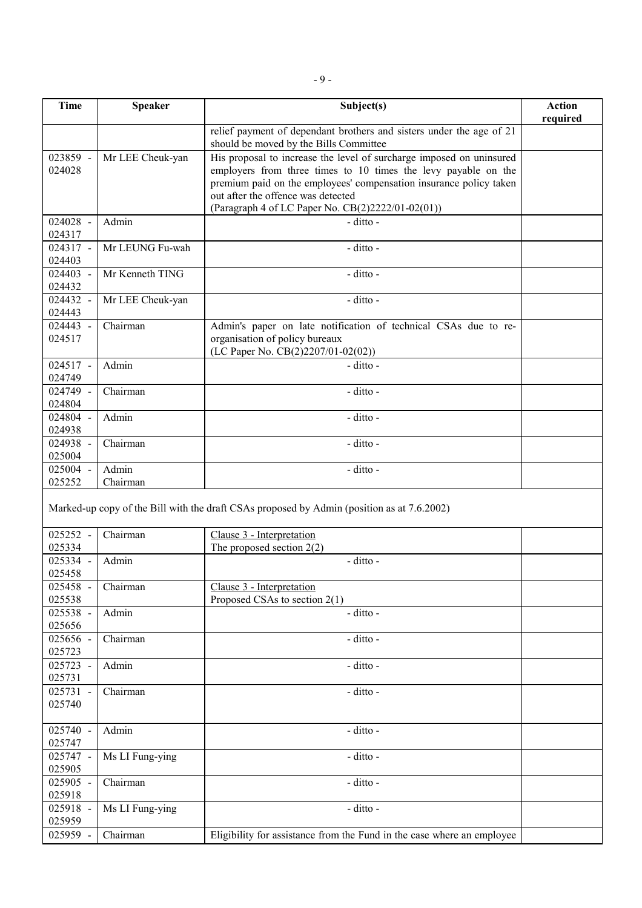| Time | Speaker | Subject(s) | Action required |
|---|---|---|---|
| | | relief payment of dependant brothers and sisters under the age of 21 should be moved by the Bills Committee | |
| 023859 - 024028 | Mr LEE Cheuk-yan | His proposal to increase the level of surcharge imposed on uninsured employers from three times to 10 times the levy payable on the premium paid on the employees' compensation insurance policy taken out after the offence was detected (Paragraph 4 of LC Paper No. CB(2)2222/01-02(01)) | |
| 024028 - 024317 | Admin | - ditto - | |
| 024317 - 024403 | Mr LEUNG Fu-wah | - ditto - | |
| 024403 - 024432 | Mr Kenneth TING | - ditto - | |
| 024432 - 024443 | Mr LEE Cheuk-yan | - ditto - | |
| 024443 - 024517 | Chairman | Admin's paper on late notification of technical CSAs due to re-organisation of policy bureaux (LC Paper No. CB(2)2207/01-02(02)) | |
| 024517 - 024749 | Admin | - ditto - | |
| 024749 - 024804 | Chairman | - ditto - | |
| 024804 - 024938 | Admin | - ditto - | |
| 024938 - 025004 | Chairman | - ditto - | |
| 025004 - 025252 | Admin Chairman | - ditto - | |
| Marked-up copy of the Bill with the draft CSAs proposed by Admin (position as at 7.6.2002) | | | |
| 025252 - 025334 | Chairman | Clause 3 - Interpretation The proposed section 2(2) | |
| 025334 - 025458 | Admin | - ditto - | |
| 025458 - 025538 | Chairman | Clause 3 - Interpretation Proposed CSAs to section 2(1) | |
| 025538 - 025656 | Admin | - ditto - | |
| 025656 - 025723 | Chairman | - ditto - | |
| 025723 - 025731 | Admin | - ditto - | |
| 025731 - 025740 | Chairman | - ditto - | |
| 025740 - 025747 | Admin | - ditto - | |
| 025747 - 025905 | Ms LI Fung-ying | - ditto - | |
| 025905 - 025918 | Chairman | - ditto - | |
| 025918 - 025959 | Ms LI Fung-ying | - ditto - | |
| 025959 - | Chairman | Eligibility for assistance from the Fund in the case where an employee | |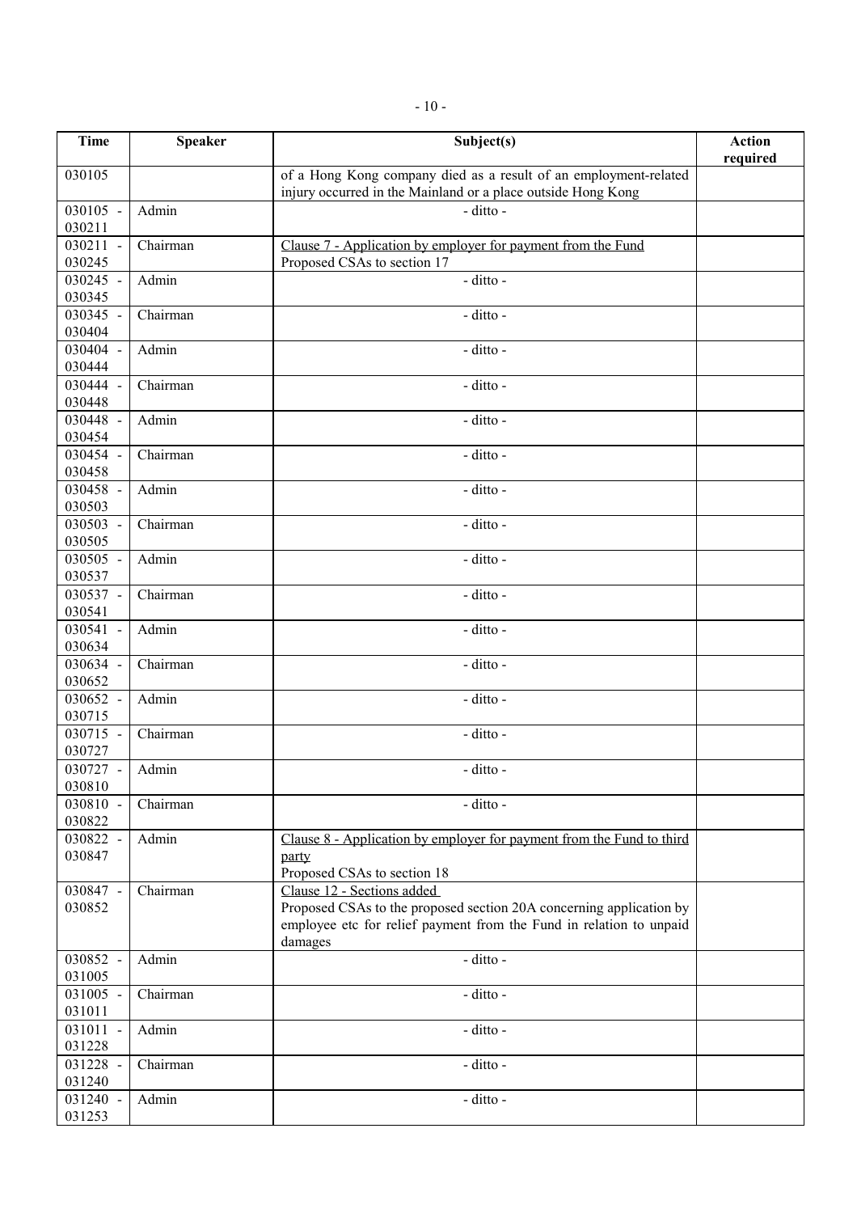| Time | Speaker | Subject(s) | Action required |
|---|---|---|---|
| 030105 | | of a Hong Kong company died as a result of an employment-related injury occurred in the Mainland or a place outside Hong Kong | |
| 030105 - 030211 | Admin | - ditto - | |
| 030211 - 030245 | Chairman | Clause 7 - Application by employer for payment from the Fund<br>Proposed CSAs to section 17 | |
| 030245 - 030345 | Admin | - ditto - | |
| 030345 - 030404 | Chairman | - ditto - | |
| 030404 - 030444 | Admin | - ditto - | |
| 030444 - 030448 | Chairman | - ditto - | |
| 030448 - 030454 | Admin | - ditto - | |
| 030454 - 030458 | Chairman | - ditto - | |
| 030458 - 030503 | Admin | - ditto - | |
| 030503 - 030505 | Chairman | - ditto - | |
| 030505 - 030537 | Admin | - ditto - | |
| 030537 - 030541 | Chairman | - ditto - | |
| 030541 - 030634 | Admin | - ditto - | |
| 030634 - 030652 | Chairman | - ditto - | |
| 030652 - 030715 | Admin | - ditto - | |
| 030715 - 030727 | Chairman | - ditto - | |
| 030727 - 030810 | Admin | - ditto - | |
| 030810 - 030822 | Chairman | - ditto - | |
| 030822 - 030847 | Admin | Clause 8 - Application by employer for payment from the Fund to third party<br>Proposed CSAs to section 18 | |
| 030847 - 030852 | Chairman | Clause 12 - Sections added<br>Proposed CSAs to the proposed section 20A concerning application by employee etc for relief payment from the Fund in relation to unpaid damages | |
| 030852 - 031005 | Admin | - ditto - | |
| 031005 - 031011 | Chairman | - ditto - | |
| 031011 - 031228 | Admin | - ditto - | |
| 031228 - 031240 | Chairman | - ditto - | |
| 031240 - 031253 | Admin | - ditto - | |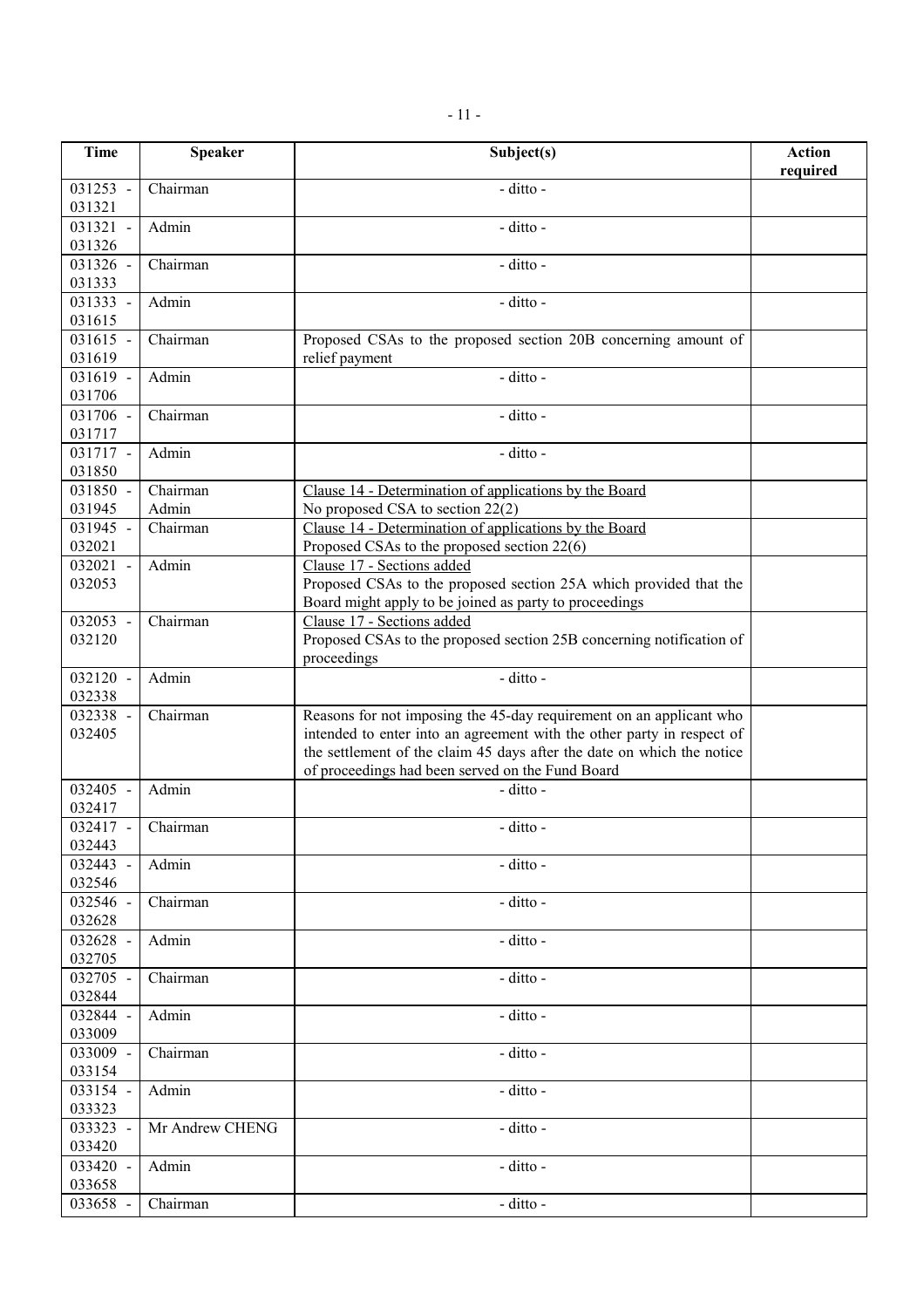| Time | Speaker | Subject(s) | Action required |
|---|---|---|---|
| 031253 - 031321 | Chairman | - ditto - | |
| 031321 - 031326 | Admin | - ditto - | |
| 031326 - 031333 | Chairman | - ditto - | |
| 031333 - 031615 | Admin | - ditto - | |
| 031615 - 031619 | Chairman | Proposed CSAs to the proposed section 20B concerning amount of relief payment | |
| 031619 - 031706 | Admin | - ditto - | |
| 031706 - 031717 | Chairman | - ditto - | |
| 031717 - 031850 | Admin | - ditto - | |
| 031850 - 031945 | Chairman<br>Admin | Clause 14 - Determination of applications by the Board<br>No proposed CSA to section 22(2) | |
| 031945 - 032021 | Chairman | Clause 14 - Determination of applications by the Board<br>Proposed CSAs to the proposed section 22(6) | |
| 032021 - 032053 | Admin | Clause 17 - Sections added<br>Proposed CSAs to the proposed section 25A which provided that the Board might apply to be joined as party to proceedings | |
| 032053 - 032120 | Chairman | Clause 17 - Sections added<br>Proposed CSAs to the proposed section 25B concerning notification of proceedings | |
| 032120 - 032338 | Admin | - ditto - | |
| 032338 - 032405 | Chairman | Reasons for not imposing the 45-day requirement on an applicant who intended to enter into an agreement with the other party in respect of the settlement of the claim 45 days after the date on which the notice of proceedings had been served on the Fund Board | |
| 032405 - 032417 | Admin | - ditto - | |
| 032417 - 032443 | Chairman | - ditto - | |
| 032443 - 032546 | Admin | - ditto - | |
| 032546 - 032628 | Chairman | - ditto - | |
| 032628 - 032705 | Admin | - ditto - | |
| 032705 - 032844 | Chairman | - ditto - | |
| 032844 - 033009 | Admin | - ditto - | |
| 033009 - 033154 | Chairman | - ditto - | |
| 033154 - 033323 | Admin | - ditto - | |
| 033323 - 033420 | Mr Andrew CHENG | - ditto - | |
| 033420 - 033658 | Admin | - ditto - | |
| 033658 - | Chairman | - ditto - | |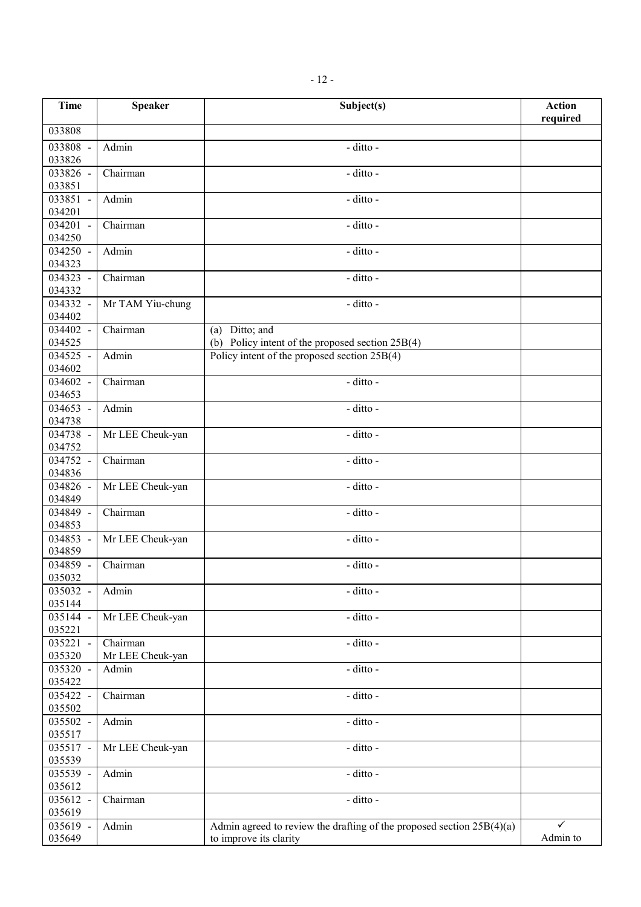| Time | Speaker | Subject(s) | Action required |
|---|---|---|---|
| 033808 | | | |
| 033808 - 033826 | Admin | - ditto - | |
| 033826 - 033851 | Chairman | - ditto - | |
| 033851 - 034201 | Admin | - ditto - | |
| 034201 - 034250 | Chairman | - ditto - | |
| 034250 - 034323 | Admin | - ditto - | |
| 034323 - 034332 | Chairman | - ditto - | |
| 034332 - 034402 | Mr TAM Yiu-chung | - ditto - | |
| 034402 - 034525 | Chairman | (a) Ditto; and<br>(b) Policy intent of the proposed section 25B(4) | |
| 034525 - 034602 | Admin | Policy intent of the proposed section 25B(4) | |
| 034602 - 034653 | Chairman | - ditto - | |
| 034653 - 034738 | Admin | - ditto - | |
| 034738 - 034752 | Mr LEE Cheuk-yan | - ditto - | |
| 034752 - 034836 | Chairman | - ditto - | |
| 034826 - 034849 | Mr LEE Cheuk-yan | - ditto - | |
| 034849 - 034853 | Chairman | - ditto - | |
| 034853 - 034859 | Mr LEE Cheuk-yan | - ditto - | |
| 034859 - 035032 | Chairman | - ditto - | |
| 035032 - 035144 | Admin | - ditto - | |
| 035144 - 035221 | Mr LEE Cheuk-yan | - ditto - | |
| 035221 - 035320 | Chairman<br>Mr LEE Cheuk-yan | - ditto - | |
| 035320 - 035422 | Admin | - ditto - | |
| 035422 - 035502 | Chairman | - ditto - | |
| 035502 - 035517 | Admin | - ditto - | |
| 035517 - 035539 | Mr LEE Cheuk-yan | - ditto - | |
| 035539 - 035612 | Admin | - ditto - | |
| 035612 - 035619 | Chairman | - ditto - | |
| 035619 - 035649 | Admin | Admin agreed to review the drafting of the proposed section 25B(4)(a) to improve its clarity | ✓<br>Admin to |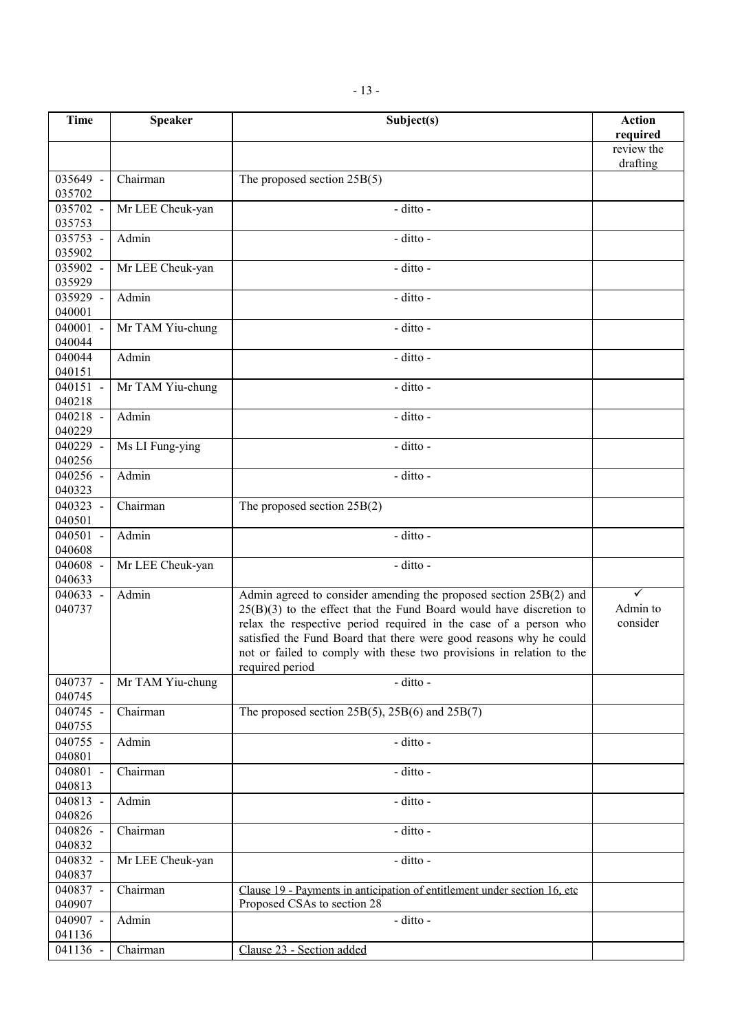| Time | Speaker | Subject(s) | Action required |
|---|---|---|---|
| | | | review the drafting |
| 035649 - 035702 | Chairman | The proposed section 25B(5) | |
| 035702 - 035753 | Mr LEE Cheuk-yan | - ditto - | |
| 035753 - 035902 | Admin | - ditto - | |
| 035902 - 035929 | Mr LEE Cheuk-yan | - ditto - | |
| 035929 - 040001 | Admin | - ditto - | |
| 040001 - 040044 | Mr TAM Yiu-chung | - ditto - | |
| 040044 040151 | Admin | - ditto - | |
| 040151 - 040218 | Mr TAM Yiu-chung | - ditto - | |
| 040218 - 040229 | Admin | - ditto - | |
| 040229 - 040256 | Ms LI Fung-ying | - ditto - | |
| 040256 - 040323 | Admin | - ditto - | |
| 040323 - 040501 | Chairman | The proposed section 25B(2) | |
| 040501 - 040608 | Admin | - ditto - | |
| 040608 - 040633 | Mr LEE Cheuk-yan | - ditto - | |
| 040633 - 040737 | Admin | Admin agreed to consider amending the proposed section 25B(2) and 25(B)(3) to the effect that the Fund Board would have discretion to relax the respective period required in the case of a person who satisfied the Fund Board that there were good reasons why he could not or failed to comply with these two provisions in relation to the required period | ✓ Admin to consider |
| 040737 - 040745 | Mr TAM Yiu-chung | - ditto - | |
| 040745 - 040755 | Chairman | The proposed section 25B(5), 25B(6) and 25B(7) | |
| 040755 - 040801 | Admin | - ditto - | |
| 040801 - 040813 | Chairman | - ditto - | |
| 040813 - 040826 | Admin | - ditto - | |
| 040826 - 040832 | Chairman | - ditto - | |
| 040832 - 040837 | Mr LEE Cheuk-yan | - ditto - | |
| 040837 - 040907 | Chairman | Clause 19 - Payments in anticipation of entitlement under section 16, etc Proposed CSAs to section 28 | |
| 040907 - 041136 | Admin | - ditto - | |
| 041136 - | Chairman | Clause 23 - Section added | |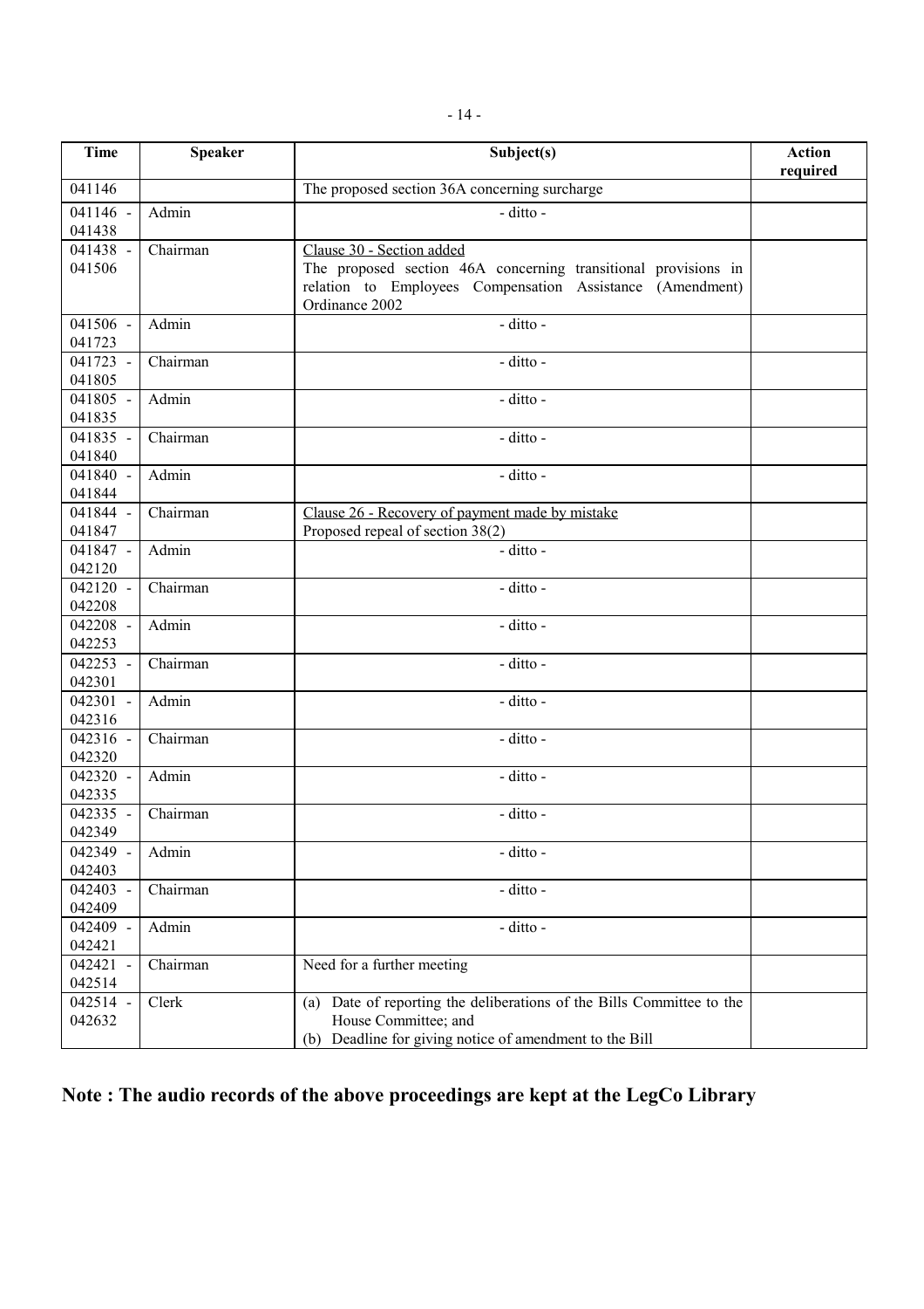| Time | Speaker | Subject(s) | Action required |
|---|---|---|---|
| 041146 | | The proposed section 36A concerning surcharge | |
| 041146 - 041438 | Admin | - ditto - | |
| 041438 - 041506 | Chairman | Clause 30 - Section added<br>The proposed section 46A concerning transitional provisions in relation to Employees Compensation Assistance (Amendment) Ordinance 2002 | |
| 041506 - 041723 | Admin | - ditto - | |
| 041723 - 041805 | Chairman | - ditto - | |
| 041805 - 041835 | Admin | - ditto - | |
| 041835 - 041840 | Chairman | - ditto - | |
| 041840 - 041844 | Admin | - ditto - | |
| 041844 - 041847 | Chairman | Clause 26 - Recovery of payment made by mistake<br>Proposed repeal of section 38(2) | |
| 041847 - 042120 | Admin | - ditto - | |
| 042120 - 042208 | Chairman | - ditto - | |
| 042208 - 042253 | Admin | - ditto - | |
| 042253 - 042301 | Chairman | - ditto - | |
| 042301 - 042316 | Admin | - ditto - | |
| 042316 - 042320 | Chairman | - ditto - | |
| 042320 - 042335 | Admin | - ditto - | |
| 042335 - 042349 | Chairman | - ditto - | |
| 042349 - 042403 | Admin | - ditto - | |
| 042403 - 042409 | Chairman | - ditto - | |
| 042409 - 042421 | Admin | - ditto - | |
| 042421 - 042514 | Chairman | Need for a further meeting | |
| 042514 - 042632 | Clerk | (a) Date of reporting the deliberations of the Bills Committee to the House Committee; and<br>(b) Deadline for giving notice of amendment to the Bill | |

**Note : The audio records of the above proceedings are kept at the LegCo Library**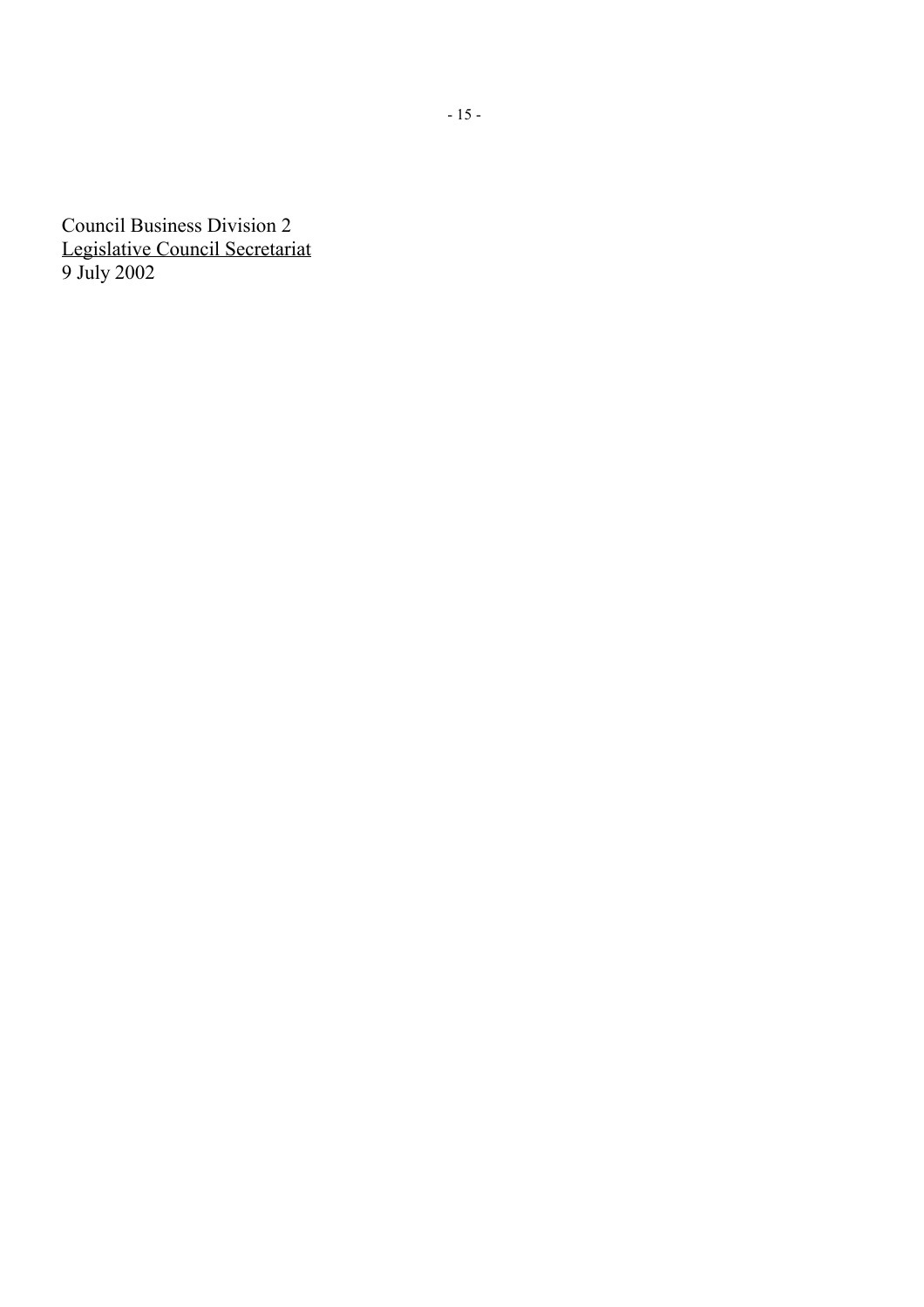Council Business Division 2
Legislative Council Secretariat
9 July 2002